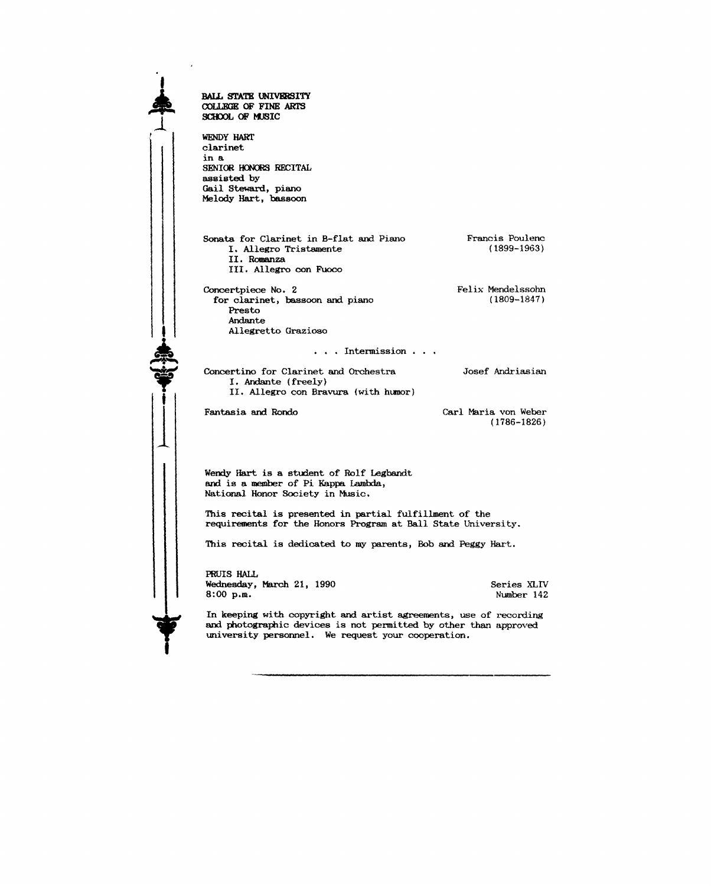**BALL STATE UNIVERSITY**
**COLLEGE OF FINE ARTS**
**SCHOOL OF MUSIC**

**WENDY HART**
clarinet
in a
**SENIOR HONORS RECITAL**
assisted by
Gail Steward, piano
Melody Hart, bassoon

Sonata for Clarinet in B-flat and Piano — Francis Poulenc (1899-1963)

- I. Allegro Tristamente
- II. Romanza
- III. Allegro con Fuoco

Concertpiece No. 2 for clarinet, bassoon and piano — Felix Mendelssohn (1809-1847)

- Presto
- Andante
- Allegretto Grazioso

. . . Intermission . . .

Concertino for Clarinet and Orchestra — Josef Andriasian

- I. Andante (freely)
- II. Allegro con Bravura (with humor)

Fantasia and Rondo — Carl Maria von Weber (1786-1826)

Wendy Hart is a student of Rolf Legbandt and is a member of Pi Kappa Lambda, National Honor Society in Music.

This recital is presented in partial fulfillment of the requirements for the Honors Program at Ball State University.

This recital is dedicated to my parents, Bob and Peggy Hart.

PRUIS HALL
Wednesday, March 21, 1990
8:00 p.m.

Series XLIV
Number 142

In keeping with copyright and artist agreements, use of recording and photographic devices is not permitted by other than approved university personnel. We request your cooperation.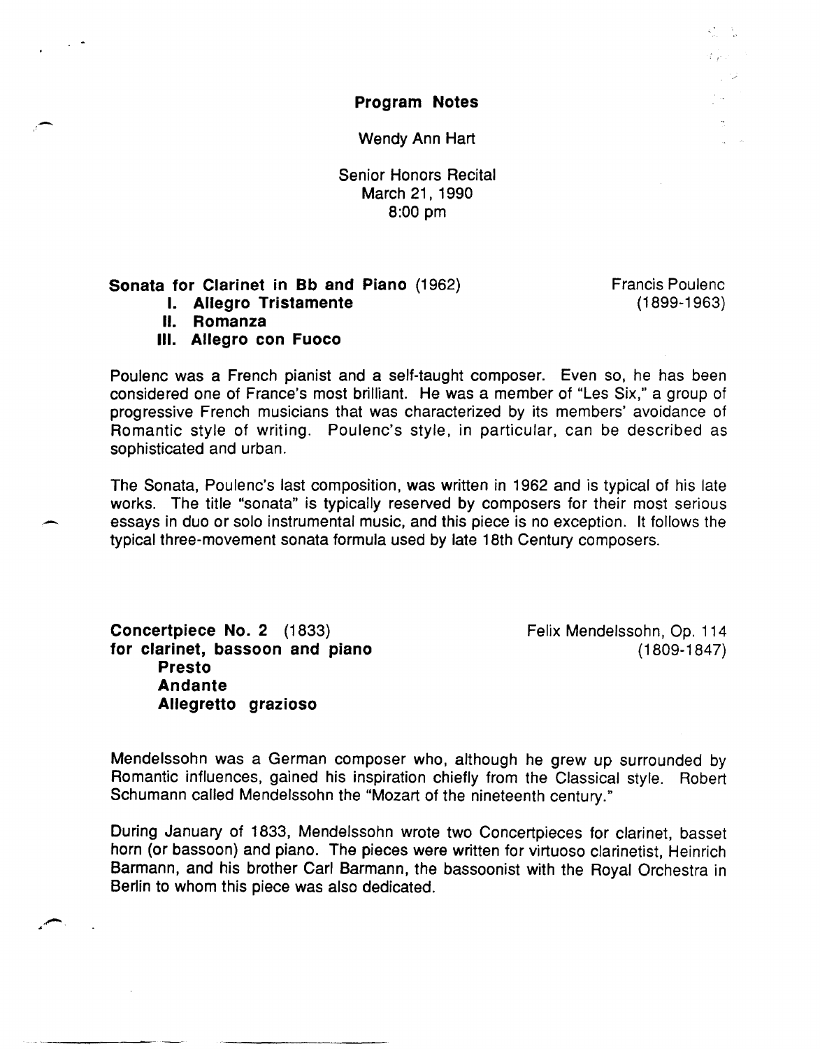# Program Notes

Wendy Ann Hart

Senior Honors Recital
March 21, 1990
8:00 pm

**Sonata for Clarinet in Bb and Piano** (1962) — Francis Poulenc (1899-1963)

- **I. Allegro Tristamente**
- **II. Romanza**
- **III. Allegro con Fuoco**

Poulenc was a French pianist and a self-taught composer. Even so, he has been considered one of France's most brilliant. He was a member of "Les Six," a group of progressive French musicians that was characterized by its members' avoidance of Romantic style of writing. Poulenc's style, in particular, can be described as sophisticated and urban.

The Sonata, Poulenc's last composition, was written in 1962 and is typical of his late works. The title "sonata" is typically reserved by composers for their most serious essays in duo or solo instrumental music, and this piece is no exception. It follows the typical three-movement sonata formula used by late 18th Century composers.

**Concertpiece No. 2** (1833)
**for clarinet, bassoon and piano** — Felix Mendelssohn, Op. 114 (1809-1847)

- **Presto**
- **Andante**
- **Allegretto grazioso**

Mendelssohn was a German composer who, although he grew up surrounded by Romantic influences, gained his inspiration chiefly from the Classical style. Robert Schumann called Mendelssohn the "Mozart of the nineteenth century."

During January of 1833, Mendelssohn wrote two Concertpieces for clarinet, basset horn (or bassoon) and piano. The pieces were written for virtuoso clarinetist, Heinrich Barmann, and his brother Carl Barmann, the bassoonist with the Royal Orchestra in Berlin to whom this piece was also dedicated.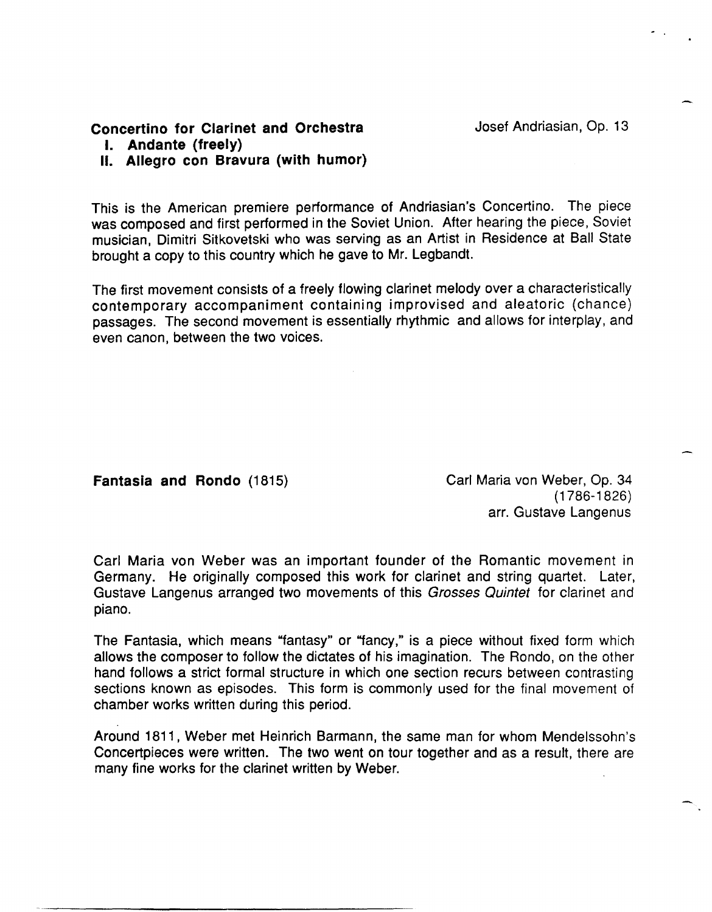**Concertino for Clarinet and Orchestra** Josef Andriasian, Op. 13

**I. Andante (freely)**

**II. Allegro con Bravura (with humor)**

This is the American premiere performance of Andriasian's Concertino. The piece was composed and first performed in the Soviet Union. After hearing the piece, Soviet musician, Dimitri Sitkovetski who was serving as an Artist in Residence at Ball State brought a copy to this country which he gave to Mr. Legbandt.

The first movement consists of a freely flowing clarinet melody over a characteristically contemporary accompaniment containing improvised and aleatoric (chance) passages. The second movement is essentially rhythmic and allows for interplay, and even canon, between the two voices.

**Fantasia and Rondo** (1815)

Carl Maria von Weber, Op. 34
(1786-1826)
arr. Gustave Langenus

Carl Maria von Weber was an important founder of the Romantic movement in Germany. He originally composed this work for clarinet and string quartet. Later, Gustave Langenus arranged two movements of this *Grosses Quintet* for clarinet and piano.

The Fantasia, which means "fantasy" or "fancy," is a piece without fixed form which allows the composer to follow the dictates of his imagination. The Rondo, on the other hand follows a strict formal structure in which one section recurs between contrasting sections known as episodes. This form is commonly used for the final movement of chamber works written during this period.

Around 1811, Weber met Heinrich Barmann, the same man for whom Mendelssohn's Concertpieces were written. The two went on tour together and as a result, there are many fine works for the clarinet written by Weber.